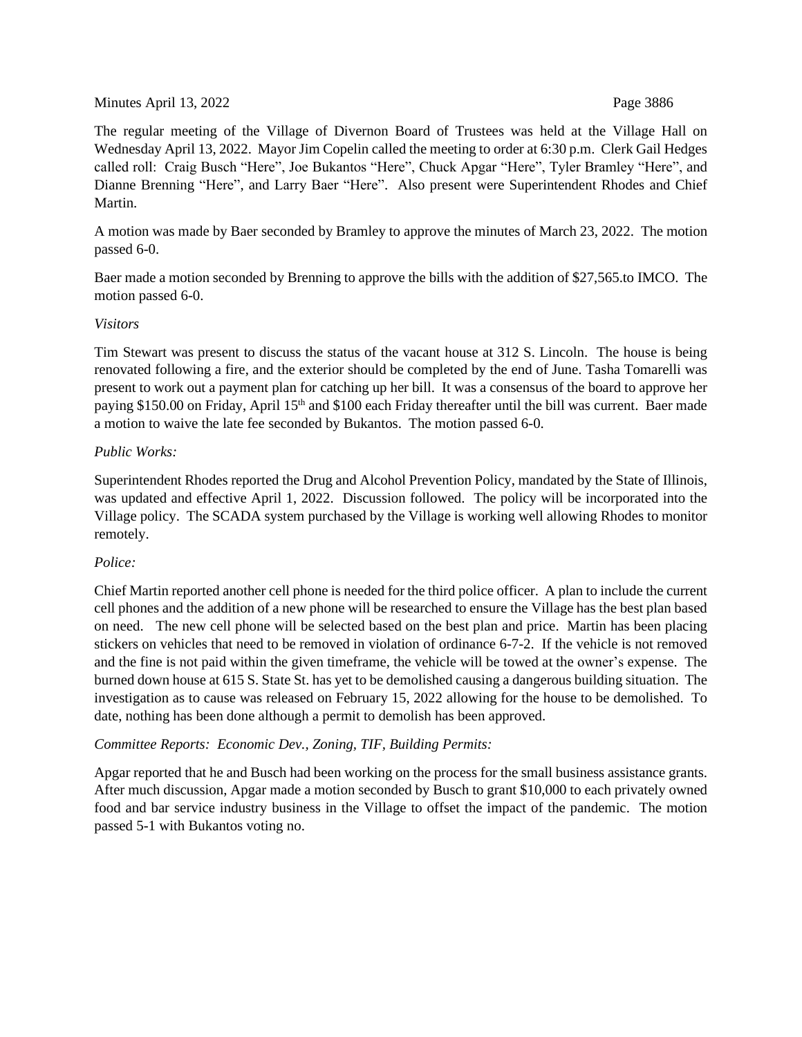The regular meeting of the Village of Divernon Board of Trustees was held at the Village Hall on Wednesday April 13, 2022. Mayor Jim Copelin called the meeting to order at 6:30 p.m. Clerk Gail Hedges called roll: Craig Busch "Here", Joe Bukantos "Here", Chuck Apgar "Here", Tyler Bramley "Here", and Dianne Brenning "Here", and Larry Baer "Here". Also present were Superintendent Rhodes and Chief Martin.

A motion was made by Baer seconded by Bramley to approve the minutes of March 23, 2022. The motion passed 6-0.

Baer made a motion seconded by Brenning to approve the bills with the addition of $27,565.to IMCO. The motion passed 6-0.

*Visitors*

Tim Stewart was present to discuss the status of the vacant house at 312 S. Lincoln. The house is being renovated following a fire, and the exterior should be completed by the end of June. Tasha Tomarelli was present to work out a payment plan for catching up her bill. It was a consensus of the board to approve her paying $150.00 on Friday, April 15th and $100 each Friday thereafter until the bill was current. Baer made a motion to waive the late fee seconded by Bukantos. The motion passed 6-0.

*Public Works:*

Superintendent Rhodes reported the Drug and Alcohol Prevention Policy, mandated by the State of Illinois, was updated and effective April 1, 2022. Discussion followed. The policy will be incorporated into the Village policy. The SCADA system purchased by the Village is working well allowing Rhodes to monitor remotely.

*Police:*

Chief Martin reported another cell phone is needed for the third police officer. A plan to include the current cell phones and the addition of a new phone will be researched to ensure the Village has the best plan based on need. The new cell phone will be selected based on the best plan and price. Martin has been placing stickers on vehicles that need to be removed in violation of ordinance 6-7-2. If the vehicle is not removed and the fine is not paid within the given timeframe, the vehicle will be towed at the owner's expense. The burned down house at 615 S. State St. has yet to be demolished causing a dangerous building situation. The investigation as to cause was released on February 15, 2022 allowing for the house to be demolished. To date, nothing has been done although a permit to demolish has been approved.

*Committee Reports: Economic Dev., Zoning, TIF, Building Permits:*

Apgar reported that he and Busch had been working on the process for the small business assistance grants. After much discussion, Apgar made a motion seconded by Busch to grant $10,000 to each privately owned food and bar service industry business in the Village to offset the impact of the pandemic. The motion passed 5-1 with Bukantos voting no.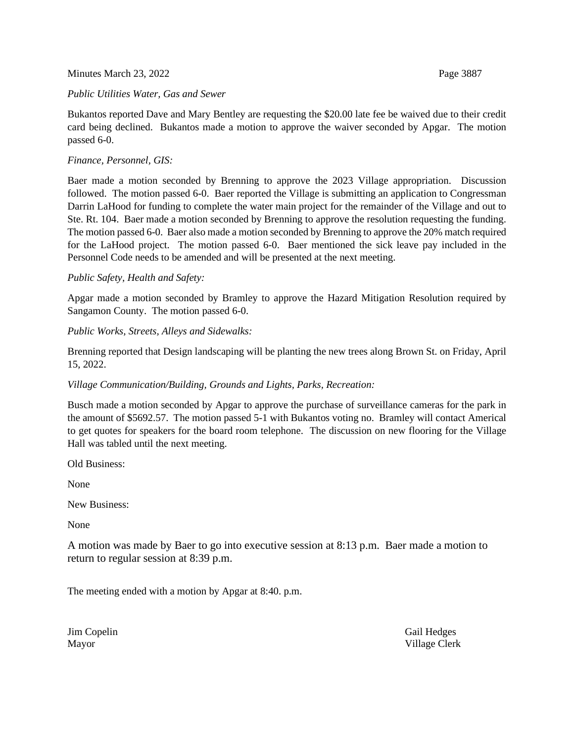*Public Utilities Water, Gas and Sewer*

Bukantos reported Dave and Mary Bentley are requesting the $20.00 late fee be waived due to their credit card being declined. Bukantos made a motion to approve the waiver seconded by Apgar. The motion passed 6-0.

*Finance, Personnel, GIS:*

Baer made a motion seconded by Brenning to approve the 2023 Village appropriation. Discussion followed. The motion passed 6-0. Baer reported the Village is submitting an application to Congressman Darrin LaHood for funding to complete the water main project for the remainder of the Village and out to Ste. Rt. 104. Baer made a motion seconded by Brenning to approve the resolution requesting the funding. The motion passed 6-0. Baer also made a motion seconded by Brenning to approve the 20% match required for the LaHood project. The motion passed 6-0. Baer mentioned the sick leave pay included in the Personnel Code needs to be amended and will be presented at the next meeting.

*Public Safety, Health and Safety:*

Apgar made a motion seconded by Bramley to approve the Hazard Mitigation Resolution required by Sangamon County. The motion passed 6-0.

*Public Works, Streets, Alleys and Sidewalks:*

Brenning reported that Design landscaping will be planting the new trees along Brown St. on Friday, April 15, 2022.

*Village Communication/Building, Grounds and Lights, Parks, Recreation:*

Busch made a motion seconded by Apgar to approve the purchase of surveillance cameras for the park in the amount of $5692.57. The motion passed 5-1 with Bukantos voting no. Bramley will contact Americal to get quotes for speakers for the board room telephone. The discussion on new flooring for the Village Hall was tabled until the next meeting.

Old Business:

None

New Business:

None

A motion was made by Baer to go into executive session at 8:13 p.m. Baer made a motion to return to regular session at 8:39 p.m.

The meeting ended with a motion by Apgar at 8:40. p.m.

Jim Copelin
Mayor

Gail Hedges
Village Clerk